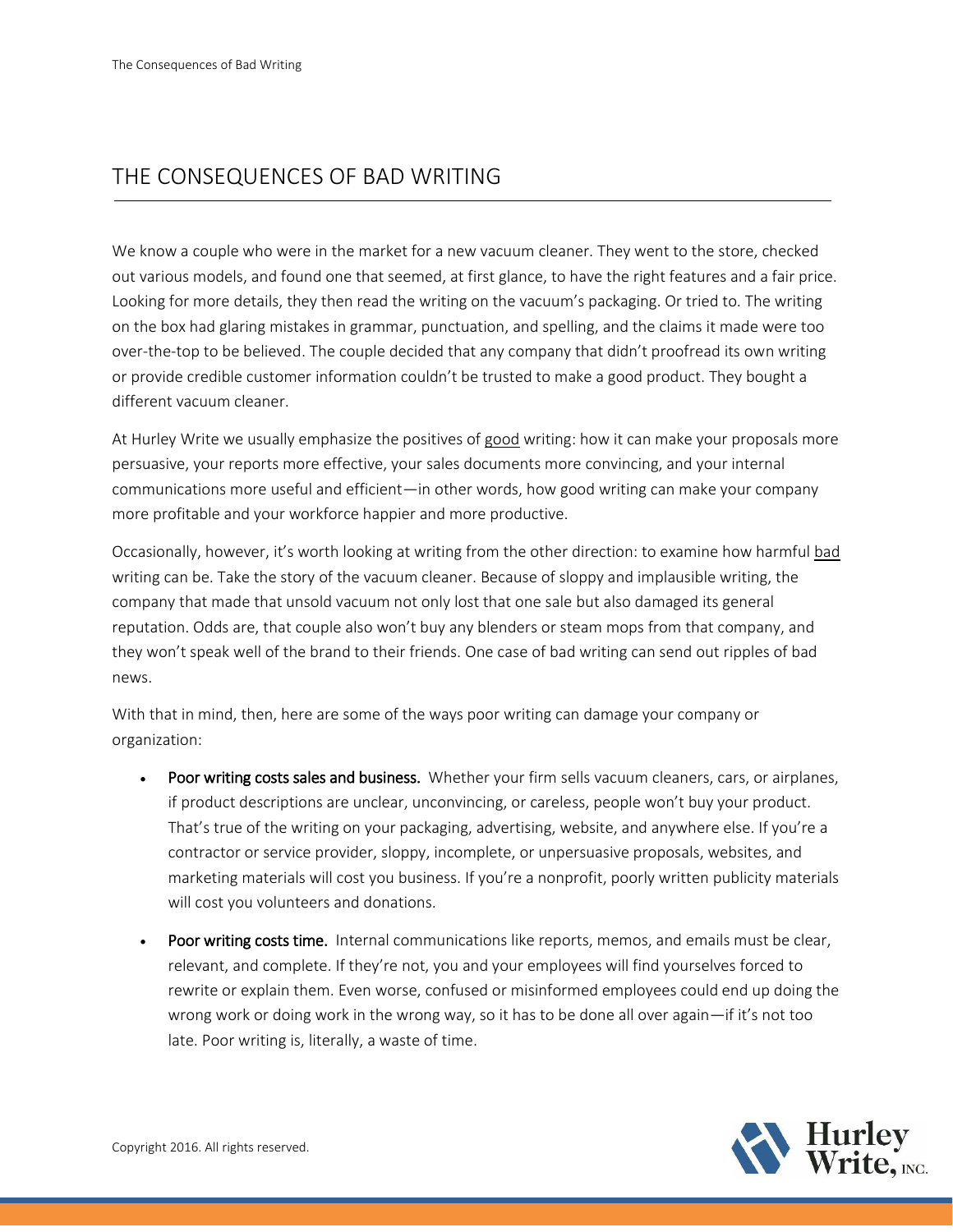# THE CONSEQUENCES OF BAD WRITING

We know a couple who were in the market for a new vacuum cleaner. They went to the store, checked out various models, and found one that seemed, at first glance, to have the right features and a fair price. Looking for more details, they then read the writing on the vacuum's packaging. Or tried to. The writing on the box had glaring mistakes in grammar, punctuation, and spelling, and the claims it made were too over-the-top to be believed. The couple decided that any company that didn't proofread its own writing or provide credible customer information couldn't be trusted to make a good product. They bought a different vacuum cleaner.

At Hurley Write we usually emphasize the positives of good writing: how it can make your proposals more persuasive, your reports more effective, your sales documents more convincing, and your internal communications more useful and efficient—in other words, how good writing can make your company more profitable and your workforce happier and more productive.

Occasionally, however, it's worth looking at writing from the other direction: to examine how harmful bad writing can be. Take the story of the vacuum cleaner. Because of sloppy and implausible writing, the company that made that unsold vacuum not only lost that one sale but also damaged its general reputation. Odds are, that couple also won't buy any blenders or steam mops from that company, and they won't speak well of the brand to their friends. One case of bad writing can send out ripples of bad news.

With that in mind, then, here are some of the ways poor writing can damage your company or organization:

- **Poor writing costs sales and business.** Whether your firm sells vacuum cleaners, cars, or airplanes, if product descriptions are unclear, unconvincing, or careless, people won't buy your product. That's true of the writing on your packaging, advertising, website, and anywhere else. If you're a contractor or service provider, sloppy, incomplete, or unpersuasive proposals, websites, and marketing materials will cost you business. If you're a nonprofit, poorly written publicity materials will cost you volunteers and donations.
- **Poor writing costs time.** Internal communications like reports, memos, and emails must be clear, relevant, and complete. If they're not, you and your employees will find yourselves forced to rewrite or explain them. Even worse, confused or misinformed employees could end up doing the wrong work or doing work in the wrong way, so it has to be done all over again—if it's not too late. Poor writing is, literally, a waste of time.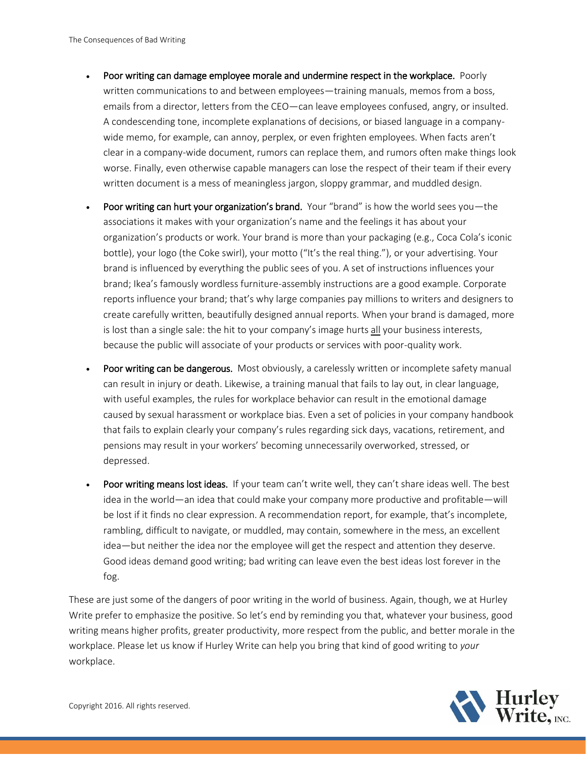- **Poor writing can damage employee morale and undermine respect in the workplace.** Poorly written communications to and between employees—training manuals, memos from a boss, emails from a director, letters from the CEO—can leave employees confused, angry, or insulted. A condescending tone, incomplete explanations of decisions, or biased language in a company-wide memo, for example, can annoy, perplex, or even frighten employees. When facts aren't clear in a company-wide document, rumors can replace them, and rumors often make things look worse. Finally, even otherwise capable managers can lose the respect of their team if their every written document is a mess of meaningless jargon, sloppy grammar, and muddled design.

- **Poor writing can hurt your organization's brand.** Your "brand" is how the world sees you—the associations it makes with your organization's name and the feelings it has about your organization's products or work. Your brand is more than your packaging (e.g., Coca Cola's iconic bottle), your logo (the Coke swirl), your motto ("It's the real thing."), or your advertising. Your brand is influenced by everything the public sees of you. A set of instructions influences your brand; Ikea's famously wordless furniture-assembly instructions are a good example. Corporate reports influence your brand; that's why large companies pay millions to writers and designers to create carefully written, beautifully designed annual reports. When your brand is damaged, more is lost than a single sale: the hit to your company's image hurts <u>all</u> your business interests, because the public will associate of your products or services with poor-quality work.

- **Poor writing can be dangerous.** Most obviously, a carelessly written or incomplete safety manual can result in injury or death. Likewise, a training manual that fails to lay out, in clear language, with useful examples, the rules for workplace behavior can result in the emotional damage caused by sexual harassment or workplace bias. Even a set of policies in your company handbook that fails to explain clearly your company's rules regarding sick days, vacations, retirement, and pensions may result in your workers' becoming unnecessarily overworked, stressed, or depressed.

- **Poor writing means lost ideas.** If your team can't write well, they can't share ideas well. The best idea in the world—an idea that could make your company more productive and profitable—will be lost if it finds no clear expression. A recommendation report, for example, that's incomplete, rambling, difficult to navigate, or muddled, may contain, somewhere in the mess, an excellent idea—but neither the idea nor the employee will get the respect and attention they deserve. Good ideas demand good writing; bad writing can leave even the best ideas lost forever in the fog.

These are just some of the dangers of poor writing in the world of business. Again, though, we at Hurley Write prefer to emphasize the positive. So let's end by reminding you that, whatever your business, good writing means higher profits, greater productivity, more respect from the public, and better morale in the workplace. Please let us know if Hurley Write can help you bring that kind of good writing to *your* workplace.

Copyright 2016. All rights reserved.

Hurley Write, INC.